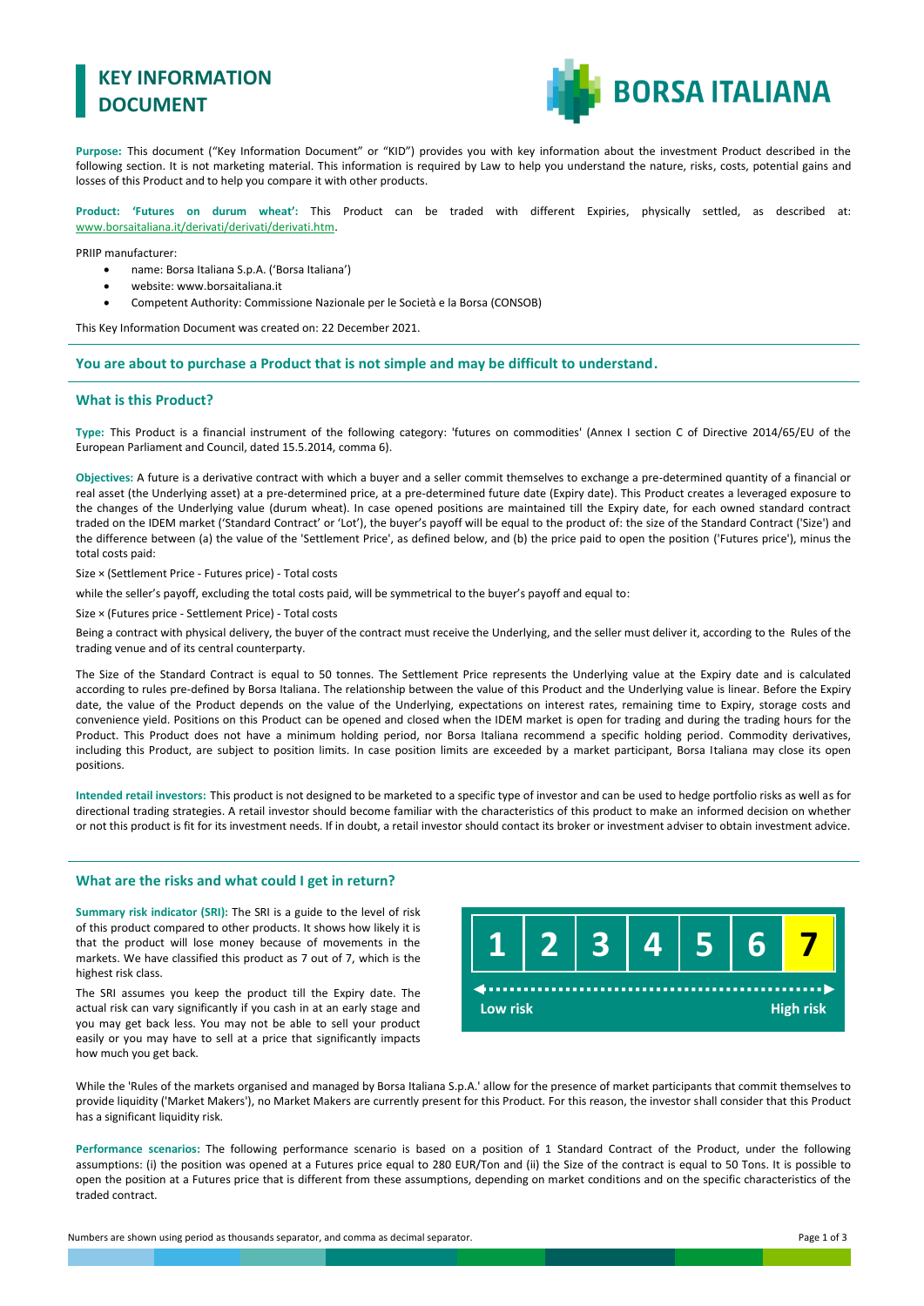# KEY INFORMATION DOCUMENT

BORSA ITALIANA

**Purpose:** This document ("Key Information Document" or "KID") provides you with key information about the investment Product described in the following section. It is not marketing material. This information is required by Law to help you understand the nature, risks, costs, potential gains and losses of this Product and to help you compare it with other products.

**Product: 'Futures on durum wheat':** This Product can be traded with different Expiries, physically settled, as described at: www.borsaitaliana.it/derivati/derivati/derivati.htm.

PRIIP manufacturer:

- name: Borsa Italiana S.p.A. ('Borsa Italiana')
- website: www.borsaitaliana.it
- Competent Authority: Commissione Nazionale per le Società e la Borsa (CONSOB)

This Key Information Document was created on: 22 December 2021.

**You are about to purchase a Product that is not simple and may be difficult to understand.**

## What is this Product?

**Type:** This Product is a financial instrument of the following category: 'futures on commodities' (Annex I section C of Directive 2014/65/EU of the European Parliament and Council, dated 15.5.2014, comma 6).

**Objectives:** A future is a derivative contract with which a buyer and a seller commit themselves to exchange a pre-determined quantity of a financial or real asset (the Underlying asset) at a pre-determined price, at a pre-determined future date (Expiry date). This Product creates a leveraged exposure to the changes of the Underlying value (durum wheat). In case opened positions are maintained till the Expiry date, for each owned standard contract traded on the IDEM market ('Standard Contract' or 'Lot'), the buyer's payoff will be equal to the product of: the size of the Standard Contract ('Size') and the difference between (a) the value of the 'Settlement Price', as defined below, and (b) the price paid to open the position ('Futures price'), minus the total costs paid:

Size × (Settlement Price - Futures price) - Total costs

while the seller's payoff, excluding the total costs paid, will be symmetrical to the buyer's payoff and equal to:

Size × (Futures price - Settlement Price) - Total costs

Being a contract with physical delivery, the buyer of the contract must receive the Underlying, and the seller must deliver it, according to the Rules of the trading venue and of its central counterparty.

The Size of the Standard Contract is equal to 50 tonnes. The Settlement Price represents the Underlying value at the Expiry date and is calculated according to rules pre-defined by Borsa Italiana. The relationship between the value of this Product and the Underlying value is linear. Before the Expiry date, the value of the Product depends on the value of the Underlying, expectations on interest rates, remaining time to Expiry, storage costs and convenience yield. Positions on this Product can be opened and closed when the IDEM market is open for trading and during the trading hours for the Product. This Product does not have a minimum holding period, nor Borsa Italiana recommend a specific holding period. Commodity derivatives, including this Product, are subject to position limits. In case position limits are exceeded by a market participant, Borsa Italiana may close its open positions.

**Intended retail investors:** This product is not designed to be marketed to a specific type of investor and can be used to hedge portfolio risks as well as for directional trading strategies. A retail investor should become familiar with the characteristics of this product to make an informed decision on whether or not this product is fit for its investment needs. If in doubt, a retail investor should contact its broker or investment adviser to obtain investment advice.

## What are the risks and what could I get in return?

**Summary risk indicator (SRI):** The SRI is a guide to the level of risk of this product compared to other products. It shows how likely it is that the product will lose money because of movements in the markets. We have classified this product as 7 out of 7, which is the highest risk class.

The SRI assumes you keep the product till the Expiry date. The actual risk can vary significantly if you cash in at an early stage and you may get back less. You may not be able to sell your product easily or you may have to sell at a price that significantly impacts how much you get back.

| 1 | 2 | 3 | 4 | 5 | 6 | **7** |
|---|---|---|---|---|---|---|

Low risk ← → High risk

While the 'Rules of the markets organised and managed by Borsa Italiana S.p.A.' allow for the presence of market participants that commit themselves to provide liquidity ('Market Makers'), no Market Makers are currently present for this Product. For this reason, the investor shall consider that this Product has a significant liquidity risk.

**Performance scenarios:** The following performance scenario is based on a position of 1 Standard Contract of the Product, under the following assumptions: (i) the position was opened at a Futures price equal to 280 EUR/Ton and (ii) the Size of the contract is equal to 50 Tons. It is possible to open the position at a Futures price that is different from these assumptions, depending on market conditions and on the specific characteristics of the traded contract.

Numbers are shown using period as thousands separator, and comma as decimal separator.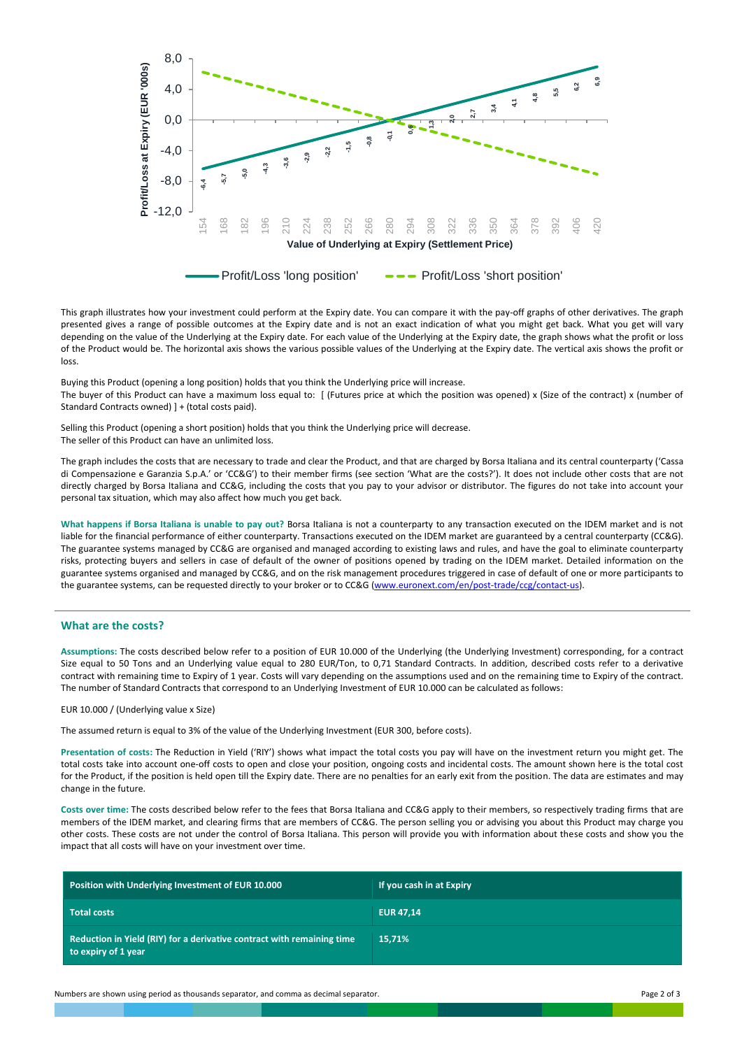This graph illustrates how your investment could perform at the Expiry date. You can compare it with the pay-off graphs of other derivatives. The graph presented gives a range of possible outcomes at the Expiry date and is not an exact indication of what you might get back. What you get will vary depending on the value of the Underlying at the Expiry date. For each value of the Underlying at the Expiry date, the graph shows what the profit or loss of the Product would be. The horizontal axis shows the various possible values of the Underlying at the Expiry date. The vertical axis shows the profit or loss.

Buying this Product (opening a long position) holds that you think the Underlying price will increase.
The buyer of this Product can have a maximum loss equal to: [ (Futures price at which the position was opened) x (Size of the contract) x (number of Standard Contracts owned) ] + (total costs paid).

Selling this Product (opening a short position) holds that you think the Underlying price will decrease.
The seller of this Product can have an unlimited loss.

The graph includes the costs that are necessary to trade and clear the Product, and that are charged by Borsa Italiana and its central counterparty ('Cassa di Compensazione e Garanzia S.p.A.' or 'CC&G') to their member firms (see section 'What are the costs?'). It does not include other costs that are not directly charged by Borsa Italiana and CC&G, including the costs that you pay to your advisor or distributor. The figures do not take into account your personal tax situation, which may also affect how much you get back.

**What happens if Borsa Italiana is unable to pay out?** Borsa Italiana is not a counterparty to any transaction executed on the IDEM market and is not liable for the financial performance of either counterparty. Transactions executed on the IDEM market are guaranteed by a central counterparty (CC&G). The guarantee systems managed by CC&G are organised and managed according to existing laws and rules, and have the goal to eliminate counterparty risks, protecting buyers and sellers in case of default of the owner of positions opened by trading on the IDEM market. Detailed information on the guarantee systems organised and managed by CC&G, and on the risk management procedures triggered in case of default of one or more participants to the guarantee systems, can be requested directly to your broker or to CC&G (www.euronext.com/en/post-trade/ccg/contact-us).

## What are the costs?

**Assumptions:** The costs described below refer to a position of EUR 10.000 of the Underlying (the Underlying Investment) corresponding, for a contract Size equal to 50 Tons and an Underlying value equal to 280 EUR/Ton, to 0,71 Standard Contracts. In addition, described costs refer to a derivative contract with remaining time to Expiry of 1 year. Costs will vary depending on the assumptions used and on the remaining time to Expiry of the contract. The number of Standard Contracts that correspond to an Underlying Investment of EUR 10.000 can be calculated as follows:

EUR 10.000 / (Underlying value x Size)

The assumed return is equal to 3% of the value of the Underlying Investment (EUR 300, before costs).

**Presentation of costs:** The Reduction in Yield ('RIY') shows what impact the total costs you pay will have on the investment return you might get. The total costs take into account one-off costs to open and close your position, ongoing costs and incidental costs. The amount shown here is the total cost for the Product, if the position is held open till the Expiry date. There are no penalties for an early exit from the position. The data are estimates and may change in the future.

**Costs over time:** The costs described below refer to the fees that Borsa Italiana and CC&G apply to their members, so respectively trading firms that are members of the IDEM market, and clearing firms that are members of CC&G. The person selling you or advising you about this Product may charge you other costs. These costs are not under the control of Borsa Italiana. This person will provide you with information about these costs and show you the impact that all costs will have on your investment over time.

| Position with Underlying Investment of EUR 10.000 | If you cash in at Expiry |
|---|---|
| Total costs | EUR 47,14 |
| Reduction in Yield (RIY) for a derivative contract with remaining time to expiry of 1 year | 15,71% |

Numbers are shown using period as thousands separator, and comma as decimal separator.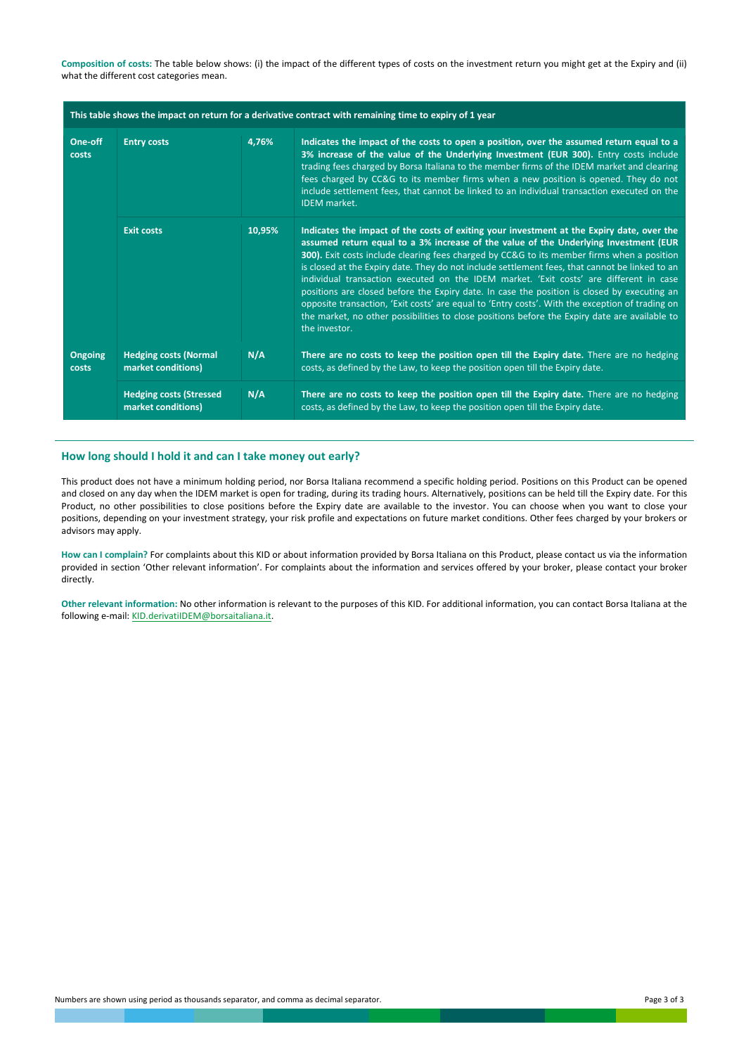**Composition of costs:** The table below shows: (i) the impact of the different types of costs on the investment return you might get at the Expiry and (ii) what the different cost categories mean.

| This table shows the impact on return for a derivative contract with remaining time to expiry of 1 year | | | |
|---|---|---|---|
| **One-off costs** | **Entry costs** | **4,76%** | **Indicates the impact of the costs to open a position, over the assumed return equal to a 3% increase of the value of the Underlying Investment (EUR 300).** Entry costs include trading fees charged by Borsa Italiana to the member firms of the IDEM market and clearing fees charged by CC&G to its member firms when a new position is opened. They do not include settlement fees, that cannot be linked to an individual transaction executed on the IDEM market. |
| | **Exit costs** | **10,95%** | **Indicates the impact of the costs of exiting your investment at the Expiry date, over the assumed return equal to a 3% increase of the value of the Underlying Investment (EUR 300).** Exit costs include clearing fees charged by CC&G to its member firms when a position is closed at the Expiry date. They do not include settlement fees, that cannot be linked to an individual transaction executed on the IDEM market. 'Exit costs' are different in case positions are closed before the Expiry date. In case the position is closed by executing an opposite transaction, 'Exit costs' are equal to 'Entry costs'. With the exception of trading on the market, no other possibilities to close positions before the Expiry date are available to the investor. |
| **Ongoing costs** | **Hedging costs (Normal market conditions)** | **N/A** | **There are no costs to keep the position open till the Expiry date.** There are no hedging costs, as defined by the Law, to keep the position open till the Expiry date. |
| | **Hedging costs (Stressed market conditions)** | **N/A** | **There are no costs to keep the position open till the Expiry date.** There are no hedging costs, as defined by the Law, to keep the position open till the Expiry date. |

## How long should I hold it and can I take money out early?

This product does not have a minimum holding period, nor Borsa Italiana recommend a specific holding period. Positions on this Product can be opened and closed on any day when the IDEM market is open for trading, during its trading hours. Alternatively, positions can be held till the Expiry date. For this Product, no other possibilities to close positions before the Expiry date are available to the investor. You can choose when you want to close your positions, depending on your investment strategy, your risk profile and expectations on future market conditions. Other fees charged by your brokers or advisors may apply.

**How can I complain?** For complaints about this KID or about information provided by Borsa Italiana on this Product, please contact us via the information provided in section 'Other relevant information'. For complaints about the information and services offered by your broker, please contact your broker directly.

**Other relevant information:** No other information is relevant to the purposes of this KID. For additional information, you can contact Borsa Italiana at the following e-mail: KID.derivatiIDEM@borsaitaliana.it.

Numbers are shown using period as thousands separator, and comma as decimal separator.